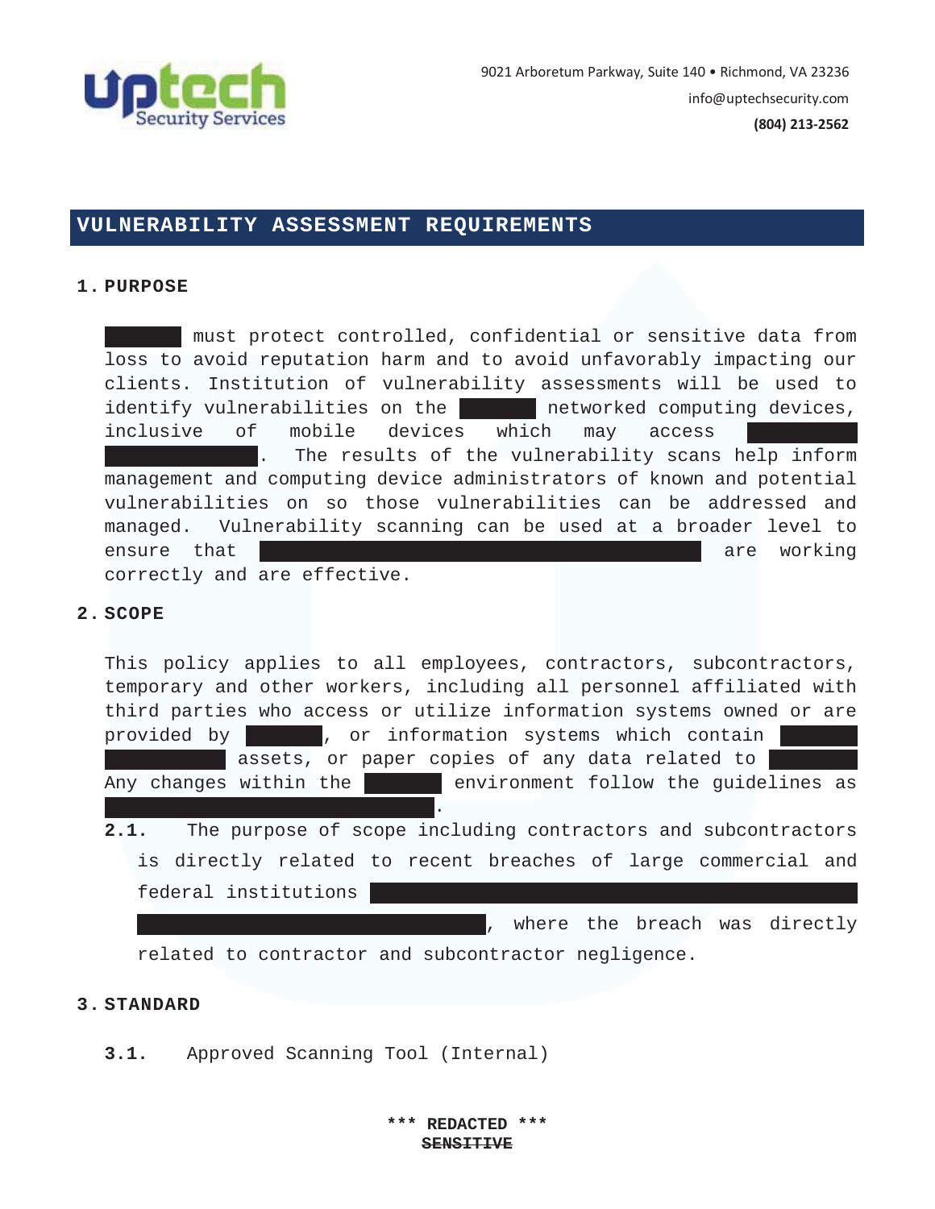uptech Security Services

9021 Arboretum Parkway, Suite 140 • Richmond, VA 23236
info@uptechsecurity.com
**(804) 213-2562**

# VULNERABILITY ASSESSMENT REQUIREMENTS

## 1. PURPOSE

[REDACTED] must protect controlled, confidential or sensitive data from loss to avoid reputation harm and to avoid unfavorably impacting our clients. Institution of vulnerability assessments will be used to identify vulnerabilities on the [REDACTED] networked computing devices, inclusive of mobile devices which may access [REDACTED]. The results of the vulnerability scans help inform management and computing device administrators of known and potential vulnerabilities on so those vulnerabilities can be addressed and managed. Vulnerability scanning can be used at a broader level to ensure that [REDACTED] are working correctly and are effective.

## 2. SCOPE

This policy applies to all employees, contractors, subcontractors, temporary and other workers, including all personnel affiliated with third parties who access or utilize information systems owned or are provided by [REDACTED], or information systems which contain [REDACTED] assets, or paper copies of any data related to [REDACTED] Any changes within the [REDACTED] environment follow the guidelines as [REDACTED].

**2.1.** The purpose of scope including contractors and subcontractors is directly related to recent breaches of large commercial and federal institutions [REDACTED], where the breach was directly related to contractor and subcontractor negligence.

## 3. STANDARD

**3.1.** Approved Scanning Tool (Internal)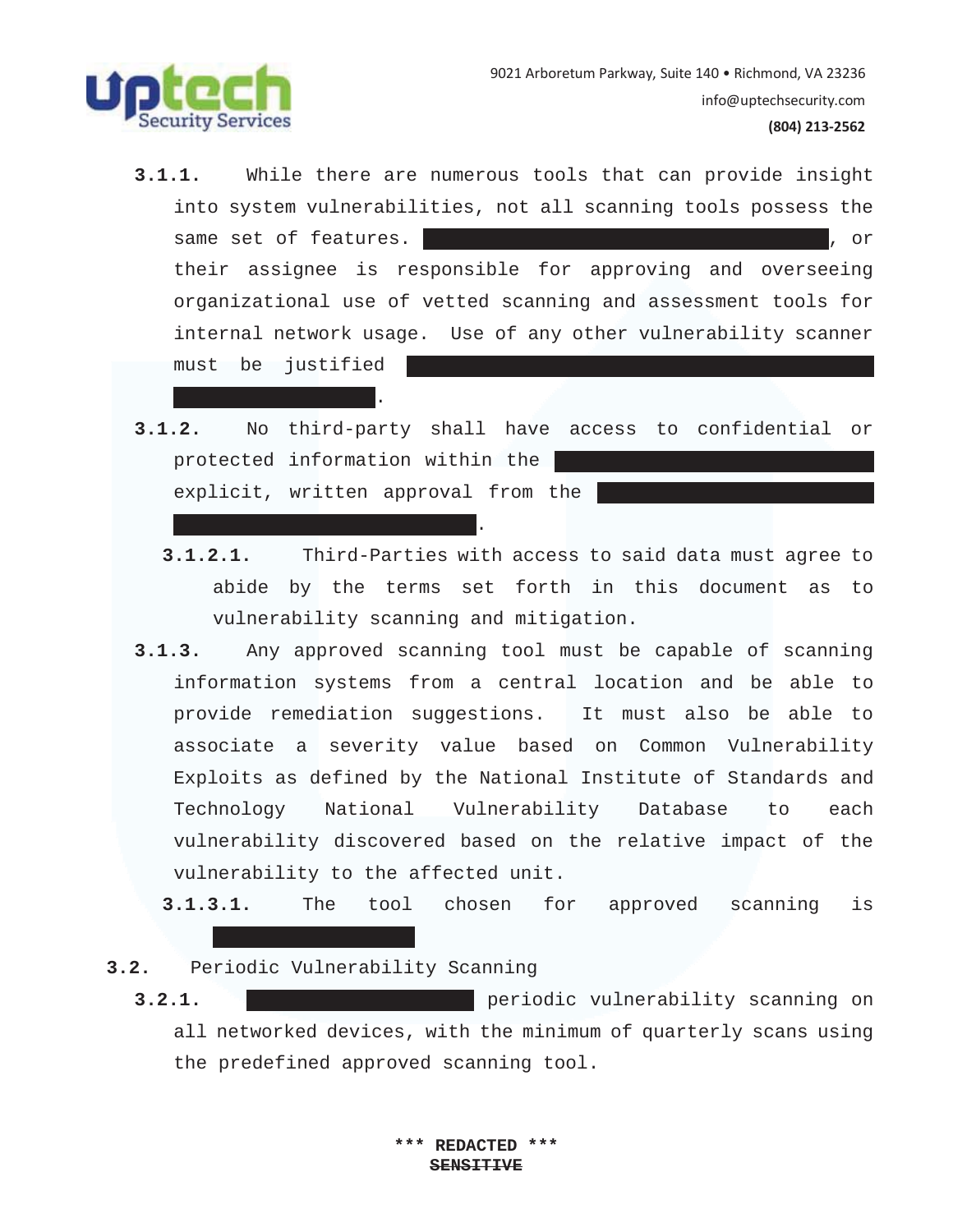**3.1.1.** While there are numerous tools that can provide insight into system vulnerabilities, not all scanning tools possess the same set of features. ██████████████████████████, or their assignee is responsible for approving and overseeing organizational use of vetted scanning and assessment tools for internal network usage. Use of any other vulnerability scanner must be justified ██████████████████████████████ ██████████████.

**3.1.2.** No third-party shall have access to confidential or protected information within the █████████████████████ explicit, written approval from the ██████████████████ ████████████████████.

**3.1.2.1.** Third-Parties with access to said data must agree to abide by the terms set forth in this document as to vulnerability scanning and mitigation.

**3.1.3.** Any approved scanning tool must be capable of scanning information systems from a central location and be able to provide remediation suggestions. It must also be able to associate a severity value based on Common Vulnerability Exploits as defined by the National Institute of Standards and Technology National Vulnerability Database to each vulnerability discovered based on the relative impact of the vulnerability to the affected unit.

**3.1.3.1.** The tool chosen for approved scanning is ██████████████

**3.2.** Periodic Vulnerability Scanning

**3.2.1.** ████████████████ periodic vulnerability scanning on all networked devices, with the minimum of quarterly scans using the predefined approved scanning tool.

**\*\*\* REDACTED \*\*\***

~~**SENSITIVE**~~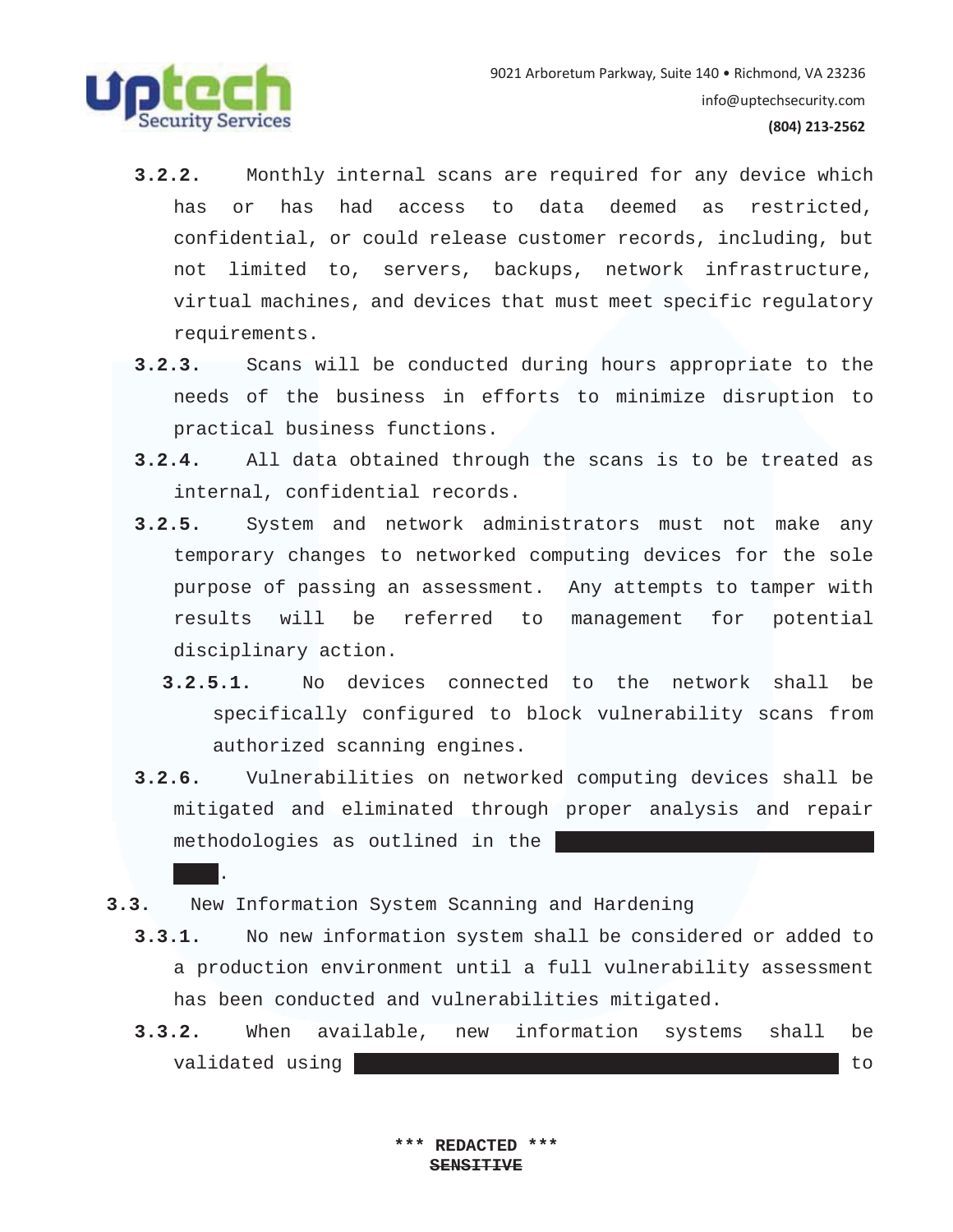- **3.2.2.** Monthly internal scans are required for any device which has or has had access to data deemed as restricted, confidential, or could release customer records, including, but not limited to, servers, backups, network infrastructure, virtual machines, and devices that must meet specific regulatory requirements.
- **3.2.3.** Scans will be conducted during hours appropriate to the needs of the business in efforts to minimize disruption to practical business functions.
- **3.2.4.** All data obtained through the scans is to be treated as internal, confidential records.
- **3.2.5.** System and network administrators must not make any temporary changes to networked computing devices for the sole purpose of passing an assessment. Any attempts to tamper with results will be referred to management for potential disciplinary action.
  - **3.2.5.1.** No devices connected to the network shall be specifically configured to block vulnerability scans from authorized scanning engines.
- **3.2.6.** Vulnerabilities on networked computing devices shall be mitigated and eliminated through proper analysis and repair methodologies as outlined in the ████████████████████ ███.

**3.3.** New Information System Scanning and Hardening

- **3.3.1.** No new information system shall be considered or added to a production environment until a full vulnerability assessment has been conducted and vulnerabilities mitigated.
- **3.3.2.** When available, new information systems shall be validated using ████████████████████████████████ to

\*\*\* REDACTED \*\*\*
~~SENSITIVE~~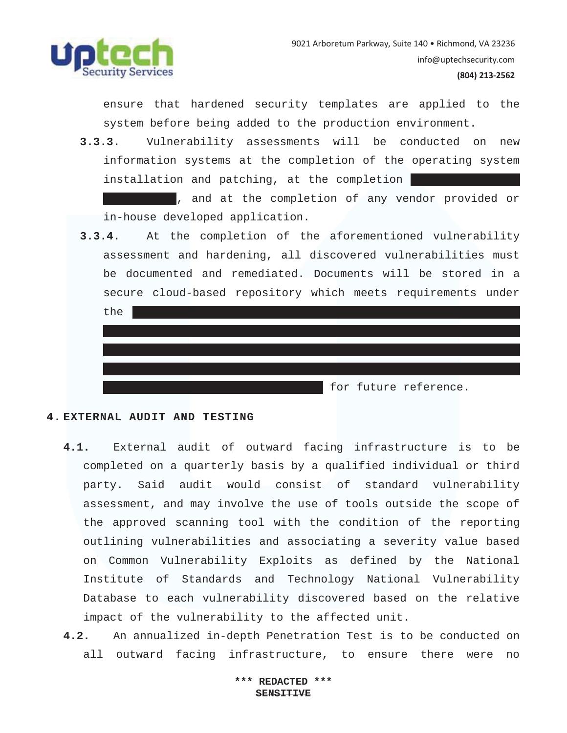ensure that hardened security templates are applied to the system before being added to the production environment.

**3.3.3.** Vulnerability assessments will be conducted on new information systems at the completion of the operating system installation and patching, at the completion ████████████ ████████, and at the completion of any vendor provided or in-house developed application.

**3.3.4.** At the completion of the aforementioned vulnerability assessment and hardening, all discovered vulnerabilities must be documented and remediated. Documents will be stored in a secure cloud-based repository which meets requirements under the ████████████████████████████████████████ ████████████████████████████████████████ ████████████████████████████████████████ ████████████████████████████████████████ ██████████████████████ for future reference.

## 4. EXTERNAL AUDIT AND TESTING

**4.1.** External audit of outward facing infrastructure is to be completed on a quarterly basis by a qualified individual or third party. Said audit would consist of standard vulnerability assessment, and may involve the use of tools outside the scope of the approved scanning tool with the condition of the reporting outlining vulnerabilities and associating a severity value based on Common Vulnerability Exploits as defined by the National Institute of Standards and Technology National Vulnerability Database to each vulnerability discovered based on the relative impact of the vulnerability to the affected unit.

**4.2.** An annualized in-depth Penetration Test is to be conducted on all outward facing infrastructure, to ensure there were no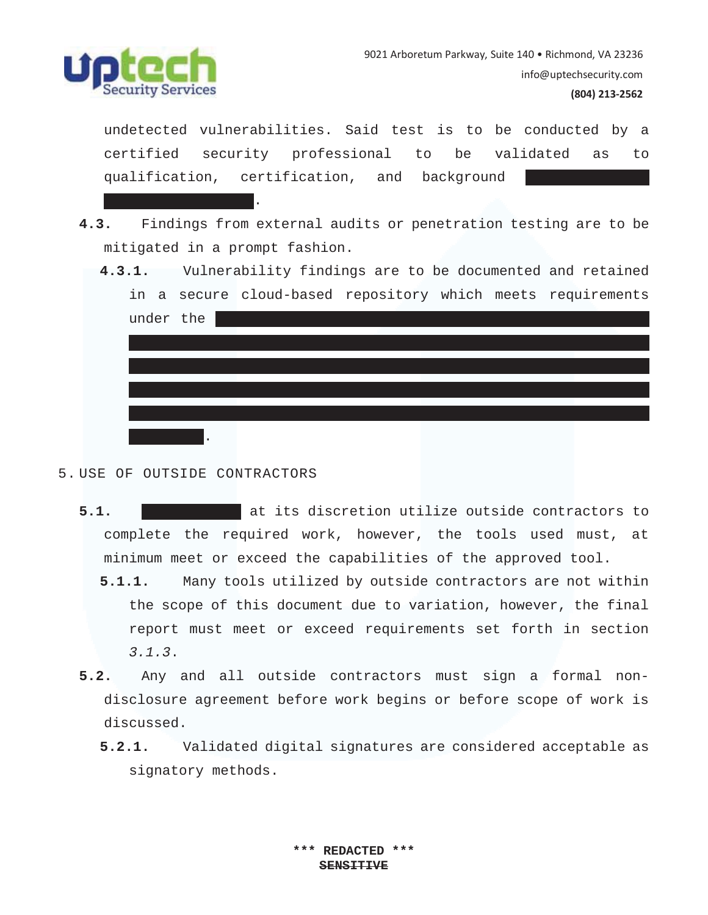undetected vulnerabilities. Said test is to be conducted by a certified security professional to be validated as to qualification, certification, and background ██████████ ██████████.

**4.3.** Findings from external audits or penetration testing are to be mitigated in a prompt fashion.

**4.3.1.** Vulnerability findings are to be documented and retained in a secure cloud-based repository which meets requirements under the ████████████████████████████████████████ ████████████████████████████████████████ ████████████████████████████████████████ ████████████████████████████████████████ ████████████████████████████████████████ ██████.

## 5. USE OF OUTSIDE CONTRACTORS

**5.1.** ████████ at its discretion utilize outside contractors to complete the required work, however, the tools used must, at minimum meet or exceed the capabilities of the approved tool.

**5.1.1.** Many tools utilized by outside contractors are not within the scope of this document due to variation, however, the final report must meet or exceed requirements set forth in section *3.1.3*.

**5.2.** Any and all outside contractors must sign a formal non-disclosure agreement before work begins or before scope of work is discussed.

**5.2.1.** Validated digital signatures are considered acceptable as signatory methods.

**\*\*\* REDACTED \*\*\***
**~~SENSITIVE~~**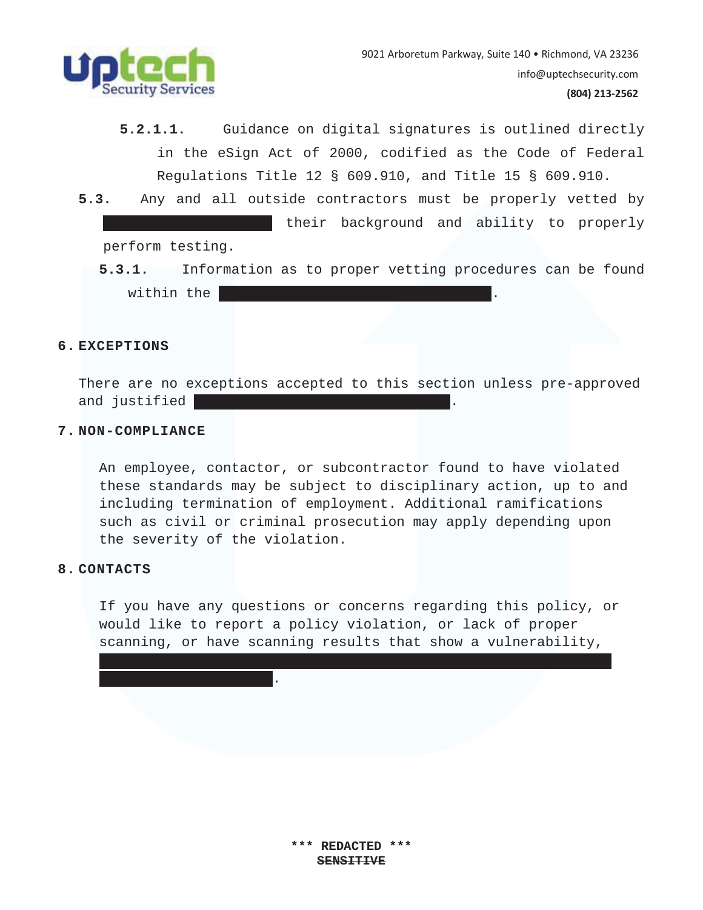**5.2.1.1.** Guidance on digital signatures is outlined directly in the eSign Act of 2000, codified as the Code of Federal Regulations Title 12 § 609.910, and Title 15 § 609.910.

**5.3.** Any and all outside contractors must be properly vetted by ██████████ their background and ability to properly perform testing.

**5.3.1.** Information as to proper vetting procedures can be found within the ████████████████████.

## 6. EXCEPTIONS

There are no exceptions accepted to this section unless pre-approved and justified ████████████████████.

## 7. NON-COMPLIANCE

An employee, contactor, or subcontractor found to have violated these standards may be subject to disciplinary action, up to and including termination of employment. Additional ramifications such as civil or criminal prosecution may apply depending upon the severity of the violation.

## 8. CONTACTS

If you have any questions or concerns regarding this policy, or would like to report a policy violation, or lack of proper scanning, or have scanning results that show a vulnerability, ████████████████████████████████████████ ██████████.

*** REDACTED ***

~~SENSITIVE~~